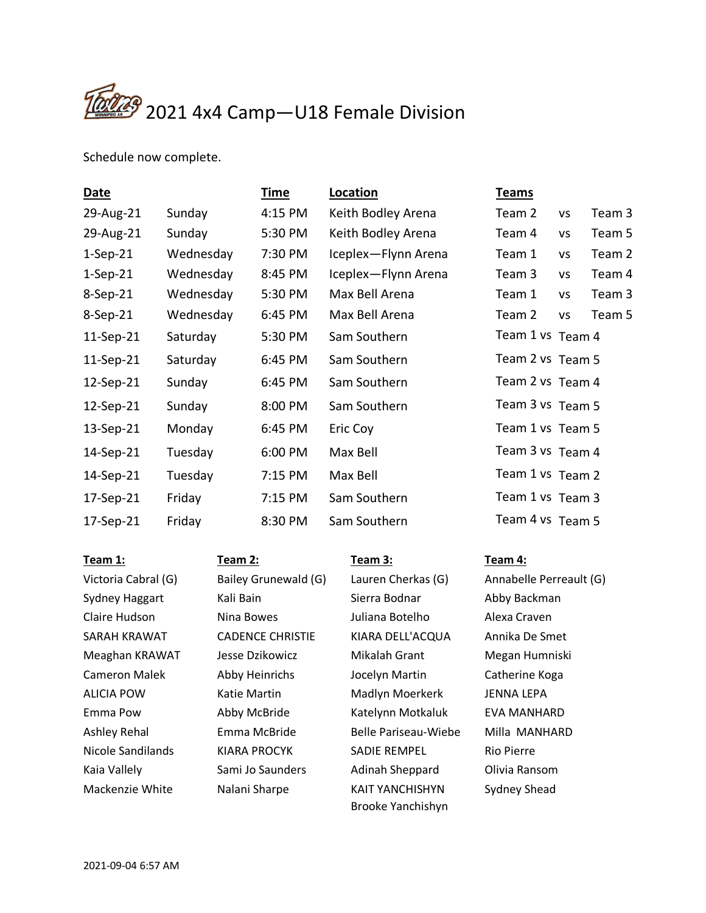# 2021 4x4 Camp—U18 Female Division

Schedule now complete.

| Date | | Time | Location | Teams | | |
|---|---|---|---|---|---|---|
| 29-Aug-21 | Sunday | 4:15 PM | Keith Bodley Arena | Team 2 | vs | Team 3 |
| 29-Aug-21 | Sunday | 5:30 PM | Keith Bodley Arena | Team 4 | vs | Team 5 |
| 1-Sep-21 | Wednesday | 7:30 PM | Iceplex—Flynn Arena | Team 1 | vs | Team 2 |
| 1-Sep-21 | Wednesday | 8:45 PM | Iceplex—Flynn Arena | Team 3 | vs | Team 4 |
| 8-Sep-21 | Wednesday | 5:30 PM | Max Bell Arena | Team 1 | vs | Team 3 |
| 8-Sep-21 | Wednesday | 6:45 PM | Max Bell Arena | Team 2 | vs | Team 5 |
| 11-Sep-21 | Saturday | 5:30 PM | Sam Southern | Team 1 | vs | Team 4 |
| 11-Sep-21 | Saturday | 6:45 PM | Sam Southern | Team 2 | vs | Team 5 |
| 12-Sep-21 | Sunday | 6:45 PM | Sam Southern | Team 2 | vs | Team 4 |
| 12-Sep-21 | Sunday | 8:00 PM | Sam Southern | Team 3 | vs | Team 5 |
| 13-Sep-21 | Monday | 6:45 PM | Eric Coy | Team 1 | vs | Team 5 |
| 14-Sep-21 | Tuesday | 6:00 PM | Max Bell | Team 3 | vs | Team 4 |
| 14-Sep-21 | Tuesday | 7:15 PM | Max Bell | Team 1 | vs | Team 2 |
| 17-Sep-21 | Friday | 7:15 PM | Sam Southern | Team 1 | vs | Team 3 |
| 17-Sep-21 | Friday | 8:30 PM | Sam Southern | Team 4 | vs | Team 5 |

| Team 1: | Team 2: | Team 3: | Team 4: |
|---|---|---|---|
| Victoria Cabral (G) | Bailey Grunewald (G) | Lauren Cherkas (G) | Annabelle Perreault (G) |
| Sydney Haggart | Kali Bain | Sierra Bodnar | Abby Backman |
| Claire Hudson | Nina Bowes | Juliana Botelho | Alexa Craven |
| SARAH KRAWAT | CADENCE CHRISTIE | KIARA DELL'ACQUA | Annika De Smet |
| Meaghan KRAWAT | Jesse Dzikowicz | Mikalah Grant | Megan Humniski |
| Cameron Malek | Abby Heinrichs | Jocelyn Martin | Catherine Koga |
| ALICIA POW | Katie Martin | Madlyn Moerkerk | JENNA LEPA |
| Emma Pow | Abby McBride | Katelynn Motkaluk | EVA MANHARD |
| Ashley Rehal | Emma McBride | Belle Pariseau-Wiebe | Milla MANHARD |
| Nicole Sandilands | KIARA PROCYK | SADIE REMPEL | Rio Pierre |
| Kaia Vallely | Sami Jo Saunders | Adinah Sheppard | Olivia Ransom |
| Mackenzie White | Nalani Sharpe | KAIT YANCHISHYN | Sydney Shead |
| | | Brooke Yanchishyn | |

2021-09-04 6:57 AM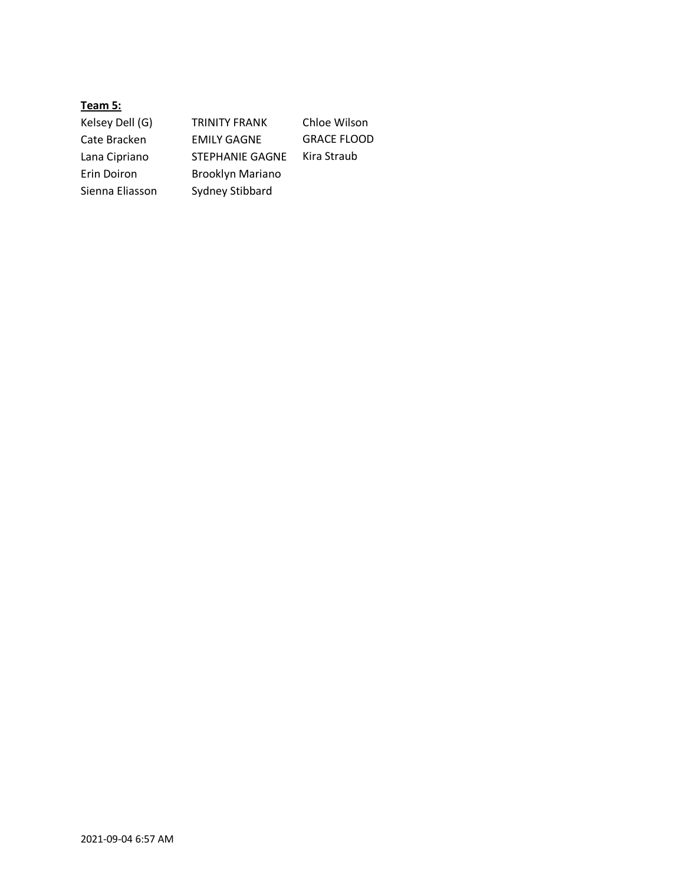**Team 5:**

| | | |
|---|---|---|
| Kelsey Dell (G) | TRINITY FRANK | Chloe Wilson |
| Cate Bracken | EMILY GAGNE | GRACE FLOOD |
| Lana Cipriano | STEPHANIE GAGNE | Kira Straub |
| Erin Doiron | Brooklyn Mariano | |
| Sienna Eliasson | Sydney Stibbard | |

2021-09-04 6:57 AM